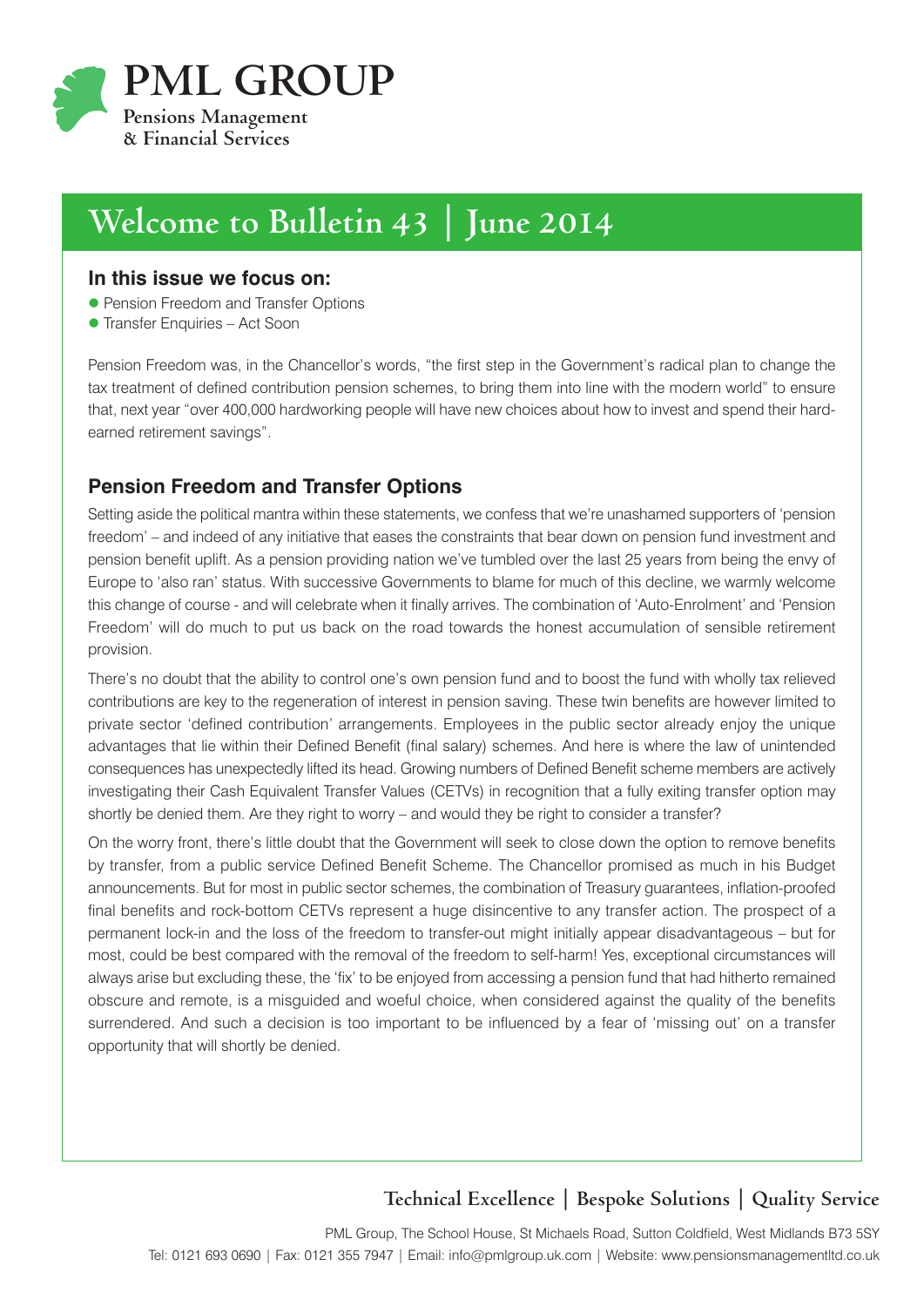# PML GROUP

**Pensions Management & Financial Services**

## Welcome to Bulletin 43 | June 2014

### In this issue we focus on:

- Pension Freedom and Transfer Options
- Transfer Enquiries – Act Soon

Pension Freedom was, in the Chancellor's words, "the first step in the Government's radical plan to change the tax treatment of defined contribution pension schemes, to bring them into line with the modern world" to ensure that, next year "over 400,000 hardworking people will have new choices about how to invest and spend their hard-earned retirement savings".

### Pension Freedom and Transfer Options

Setting aside the political mantra within these statements, we confess that we're unashamed supporters of 'pension freedom' – and indeed of any initiative that eases the constraints that bear down on pension fund investment and pension benefit uplift. As a pension providing nation we've tumbled over the last 25 years from being the envy of Europe to 'also ran' status. With successive Governments to blame for much of this decline, we warmly welcome this change of course - and will celebrate when it finally arrives. The combination of 'Auto-Enrolment' and 'Pension Freedom' will do much to put us back on the road towards the honest accumulation of sensible retirement provision.

There's no doubt that the ability to control one's own pension fund and to boost the fund with wholly tax relieved contributions are key to the regeneration of interest in pension saving. These twin benefits are however limited to private sector 'defined contribution' arrangements. Employees in the public sector already enjoy the unique advantages that lie within their Defined Benefit (final salary) schemes. And here is where the law of unintended consequences has unexpectedly lifted its head. Growing numbers of Defined Benefit scheme members are actively investigating their Cash Equivalent Transfer Values (CETVs) in recognition that a fully exiting transfer option may shortly be denied them. Are they right to worry – and would they be right to consider a transfer?

On the worry front, there's little doubt that the Government will seek to close down the option to remove benefits by transfer, from a public service Defined Benefit Scheme. The Chancellor promised as much in his Budget announcements. But for most in public sector schemes, the combination of Treasury guarantees, inflation-proofed final benefits and rock-bottom CETVs represent a huge disincentive to any transfer action. The prospect of a permanent lock-in and the loss of the freedom to transfer-out might initially appear disadvantageous – but for most, could be best compared with the removal of the freedom to self-harm! Yes, exceptional circumstances will always arise but excluding these, the 'fix' to be enjoyed from accessing a pension fund that had hitherto remained obscure and remote, is a misguided and woeful choice, when considered against the quality of the benefits surrendered. And such a decision is too important to be influenced by a fear of 'missing out' on a transfer opportunity that will shortly be denied.

**Technical Excellence | Bespoke Solutions | Quality Service**

PML Group, The School House, St Michaels Road, Sutton Coldfield, West Midlands B73 5SY
Tel: 0121 693 0690 | Fax: 0121 355 7947 | Email: info@pmlgroup.uk.com | Website: www.pensionsmanagementltd.co.uk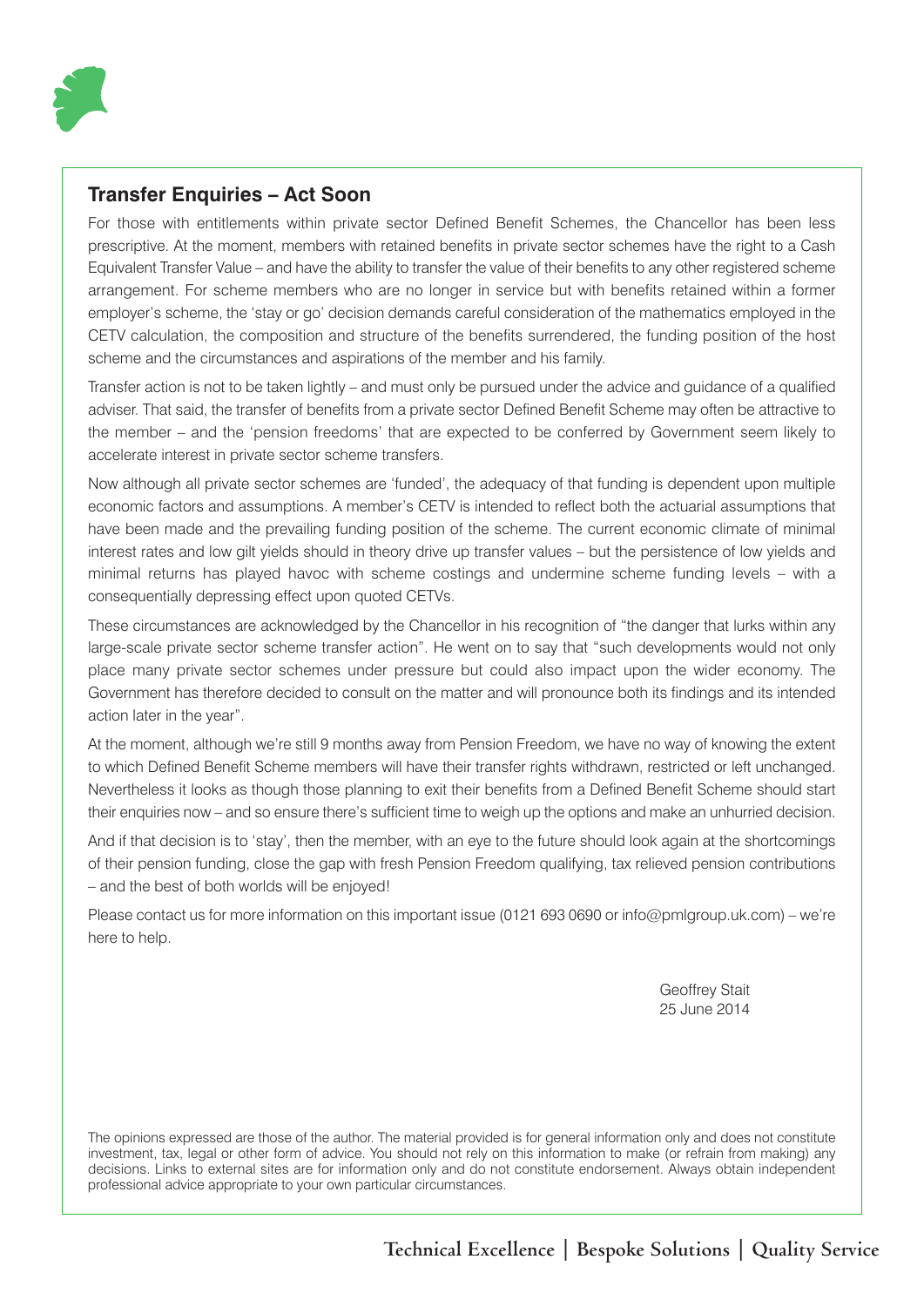## Transfer Enquiries – Act Soon

For those with entitlements within private sector Defined Benefit Schemes, the Chancellor has been less prescriptive. At the moment, members with retained benefits in private sector schemes have the right to a Cash Equivalent Transfer Value – and have the ability to transfer the value of their benefits to any other registered scheme arrangement. For scheme members who are no longer in service but with benefits retained within a former employer's scheme, the 'stay or go' decision demands careful consideration of the mathematics employed in the CETV calculation, the composition and structure of the benefits surrendered, the funding position of the host scheme and the circumstances and aspirations of the member and his family.

Transfer action is not to be taken lightly – and must only be pursued under the advice and guidance of a qualified adviser. That said, the transfer of benefits from a private sector Defined Benefit Scheme may often be attractive to the member – and the 'pension freedoms' that are expected to be conferred by Government seem likely to accelerate interest in private sector scheme transfers.

Now although all private sector schemes are 'funded', the adequacy of that funding is dependent upon multiple economic factors and assumptions. A member's CETV is intended to reflect both the actuarial assumptions that have been made and the prevailing funding position of the scheme. The current economic climate of minimal interest rates and low gilt yields should in theory drive up transfer values – but the persistence of low yields and minimal returns has played havoc with scheme costings and undermine scheme funding levels – with a consequentially depressing effect upon quoted CETVs.

These circumstances are acknowledged by the Chancellor in his recognition of "the danger that lurks within any large-scale private sector scheme transfer action". He went on to say that "such developments would not only place many private sector schemes under pressure but could also impact upon the wider economy. The Government has therefore decided to consult on the matter and will pronounce both its findings and its intended action later in the year".

At the moment, although we're still 9 months away from Pension Freedom, we have no way of knowing the extent to which Defined Benefit Scheme members will have their transfer rights withdrawn, restricted or left unchanged. Nevertheless it looks as though those planning to exit their benefits from a Defined Benefit Scheme should start their enquiries now – and so ensure there's sufficient time to weigh up the options and make an unhurried decision.

And if that decision is to 'stay', then the member, with an eye to the future should look again at the shortcomings of their pension funding, close the gap with fresh Pension Freedom qualifying, tax relieved pension contributions – and the best of both worlds will be enjoyed!

Please contact us for more information on this important issue (0121 693 0690 or info@pmlgroup.uk.com) – we're here to help.

Geoffrey Stait
25 June 2014

The opinions expressed are those of the author. The material provided is for general information only and does not constitute investment, tax, legal or other form of advice. You should not rely on this information to make (or refrain from making) any decisions. Links to external sites are for information only and do not constitute endorsement. Always obtain independent professional advice appropriate to your own particular circumstances.

**Technical Excellence | Bespoke Solutions | Quality Service**